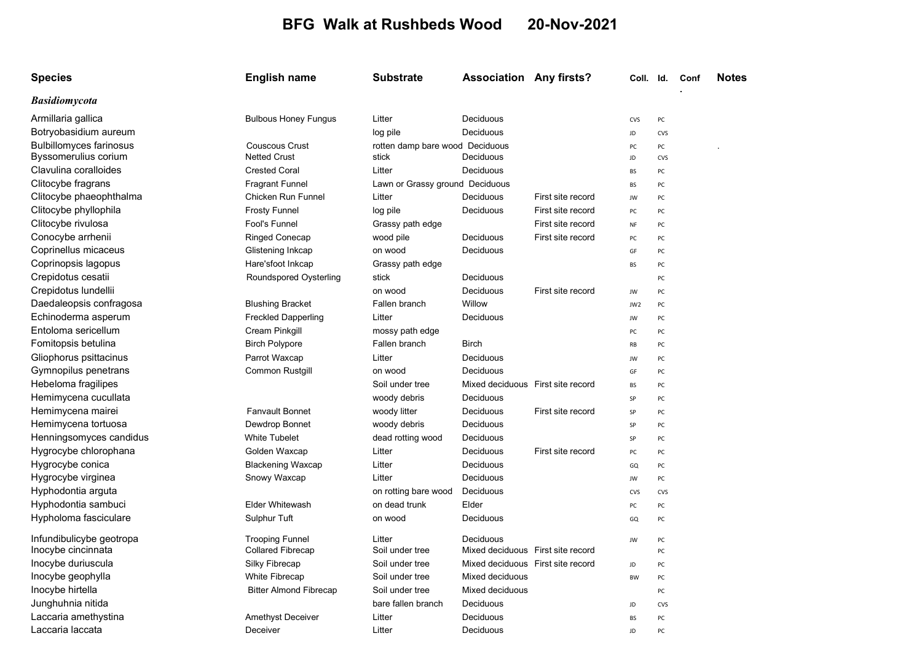# BFG Walk at Rushbeds Wood 20-Nov-2021

| Species | English name | Substrate | Association | Any firsts? | Coll. | Id. | Conf. | Notes |
|---|---|---|---|---|---|---|---|---|
| ***Basidiomycota*** | | | | | | | | |
| Armillaria gallica | Bulbous Honey Fungus | Litter | Deciduous | | CVS | PC | | |
| Botryobasidium aureum | | log pile | Deciduous | | JD | CVS | | |
| Bulbillomyces farinosus | Couscous Crust | rotten damp bare wood | Deciduous | | PC | PC | | . |
| Byssomerulius corium | Netted Crust | stick | Deciduous | | JD | CVS | | |
| Clavulina coralloides | Crested Coral | Litter | Deciduous | | BS | PC | | |
| Clitocybe fragrans | Fragrant Funnel | Lawn or Grassy ground | Deciduous | | BS | PC | | |
| Clitocybe phaeophthalma | Chicken Run Funnel | Litter | Deciduous | First site record | JW | PC | | |
| Clitocybe phyllophila | Frosty Funnel | log pile | Deciduous | First site record | PC | PC | | |
| Clitocybe rivulosa | Fool's Funnel | Grassy path edge | | First site record | NF | PC | | |
| Conocybe arrhenii | Ringed Conecap | wood pile | Deciduous | First site record | PC | PC | | |
| Coprinellus micaceus | Glistening Inkcap | on wood | Deciduous | | GF | PC | | |
| Coprinopsis lagopus | Hare'sfoot Inkcap | Grassy path edge | | | BS | PC | | |
| Crepidotus cesatii | Roundspored Oysterling | stick | Deciduous | | | PC | | |
| Crepidotus lundellii | | on wood | Deciduous | First site record | JW | PC | | |
| Daedaleopsis confragosa | Blushing Bracket | Fallen branch | Willow | | JW2 | PC | | |
| Echinoderma asperum | Freckled Dapperling | Litter | Deciduous | | JW | PC | | |
| Entoloma sericellum | Cream Pinkgill | mossy path edge | | | PC | PC | | |
| Fomitopsis betulina | Birch Polypore | Fallen branch | Birch | | RB | PC | | |
| Gliophorus psittacinus | Parrot Waxcap | Litter | Deciduous | | JW | PC | | |
| Gymnopilus penetrans | Common Rustgill | on wood | Deciduous | | GF | PC | | |
| Hebeloma fragilipes | | Soil under tree | Mixed deciduous | First site record | BS | PC | | |
| Hemimycena cucullata | | woody debris | Deciduous | | SP | PC | | |
| Hemimycena mairei | Fanvault Bonnet | woody litter | Deciduous | First site record | SP | PC | | |
| Hemimycena tortuosa | Dewdrop Bonnet | woody debris | Deciduous | | SP | PC | | |
| Henningsomyces candidus | White Tubelet | dead rotting wood | Deciduous | | SP | PC | | |
| Hygrocybe chlorophana | Golden Waxcap | Litter | Deciduous | First site record | PC | PC | | |
| Hygrocybe conica | Blackening Waxcap | Litter | Deciduous | | GQ | PC | | |
| Hygrocybe virginea | Snowy Waxcap | Litter | Deciduous | | JW | PC | | |
| Hyphodontia arguta | | on rotting bare wood | Deciduous | | CVS | CVS | | |
| Hyphodontia sambuci | Elder Whitewash | on dead trunk | Elder | | PC | PC | | |
| Hypholoma fasciculare | Sulphur Tuft | on wood | Deciduous | | GQ | PC | | |
| Infundibulicybe geotropa | Trooping Funnel | Litter | Deciduous | | JW | PC | | |
| Inocybe cincinnata | Collared Fibrecap | Soil under tree | Mixed deciduous | First site record | | PC | | |
| Inocybe duriuscula | Silky Fibrecap | Soil under tree | Mixed deciduous | First site record | JD | PC | | |
| Inocybe geophylla | White Fibrecap | Soil under tree | Mixed deciduous | | BW | PC | | |
| Inocybe hirtella | Bitter Almond Fibrecap | Soil under tree | Mixed deciduous | | | PC | | |
| Junghuhnia nitida | | bare fallen branch | Deciduous | | JD | CVS | | |
| Laccaria amethystina | Amethyst Deceiver | Litter | Deciduous | | BS | PC | | |
| Laccaria laccata | Deceiver | Litter | Deciduous | | JD | PC | | |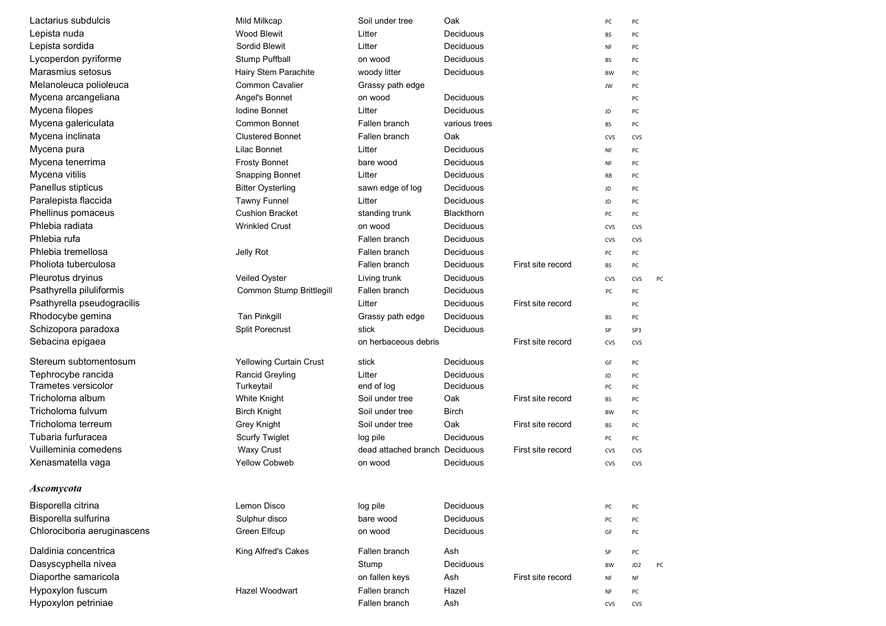| | | | | | | | |
|---|---|---|---|---|---|---|---|
| Lactarius subdulcis | Mild Milkcap | Soil under tree | Oak | | PC | PC | |
| Lepista nuda | Wood Blewit | Litter | Deciduous | | BS | PC | |
| Lepista sordida | Sordid Blewit | Litter | Deciduous | | NF | PC | |
| Lycoperdon pyriforme | Stump Puffball | on wood | Deciduous | | BS | PC | |
| Marasmius setosus | Hairy Stem Parachite | woody litter | Deciduous | | BW | PC | |
| Melanoleuca polioleuca | Common Cavalier | Grassy path edge | | | JW | PC | |
| Mycena arcangeliana | Angel's Bonnet | on wood | Deciduous | | | PC | |
| Mycena filopes | Iodine Bonnet | Litter | Deciduous | | JD | PC | |
| Mycena galericulata | Common Bonnet | Fallen branch | various trees | | BS | PC | |
| Mycena inclinata | Clustered Bonnet | Fallen branch | Oak | | CVS | CVS | |
| Mycena pura | Lilac Bonnet | Litter | Deciduous | | NF | PC | |
| Mycena tenerrima | Frosty Bonnet | bare wood | Deciduous | | NF | PC | |
| Mycena vitilis | Snapping Bonnet | Litter | Deciduous | | RB | PC | |
| Panellus stipticus | Bitter Oysterling | sawn edge of log | Deciduous | | JD | PC | |
| Paralepista flaccida | Tawny Funnel | Litter | Deciduous | | JD | PC | |
| Phellinus pomaceus | Cushion Bracket | standing trunk | Blackthorn | | PC | PC | |
| Phlebia radiata | Wrinkled Crust | on wood | Deciduous | | CVS | CVS | |
| Phlebia rufa | | Fallen branch | Deciduous | | CVS | CVS | |
| Phlebia tremellosa | Jelly Rot | Fallen branch | Deciduous | | PC | PC | |
| Pholiota tuberculosa | | Fallen branch | Deciduous | First site record | BS | PC | |
| Pleurotus dryinus | Veiled Oyster | Living trunk | Deciduous | | CVS | CVS | PC |
| Psathyrella piluliformis | Common Stump Brittlegill | Fallen branch | Deciduous | | PC | PC | |
| Psathyrella pseudogracilis | | Litter | Deciduous | First site record | | PC | |
| Rhodocybe gemina | Tan Pinkgill | Grassy path edge | Deciduous | | BS | PC | |
| Schizopora paradoxa | Split Porecrust | stick | Deciduous | | SP | SP3 | |
| Sebacina epigaea | | on herbaceous debris | | First site record | CVS | CVS | |
| Stereum subtomentosum | Yellowing Curtain Crust | stick | Deciduous | | GF | PC | |
| Tephrocybe rancida | Rancid Greyling | Litter | Deciduous | | JD | PC | |
| Trametes versicolor | Turkeytail | end of log | Deciduous | | PC | PC | |
| Tricholoma album | White Knight | Soil under tree | Oak | First site record | BS | PC | |
| Tricholoma fulvum | Birch Knight | Soil under tree | Birch | | BW | PC | |
| Tricholoma terreum | Grey Knight | Soil under tree | Oak | First site record | BS | PC | |
| Tubaria furfuracea | Scurfy Twiglet | log pile | Deciduous | | PC | PC | |
| Vuilleminia comedens | Waxy Crust | dead attached branch | Deciduous | First site record | CVS | CVS | |
| Xenasmatella vaga | Yellow Cobweb | on wood | Deciduous | | CVS | CVS | |

### *Ascomycota*

| | | | | | | | |
|---|---|---|---|---|---|---|---|
| Bisporella citrina | Lemon Disco | log pile | Deciduous | | PC | PC | |
| Bisporella sulfurina | Sulphur disco | bare wood | Deciduous | | PC | PC | |
| Chlorociboria aeruginascens | Green Elfcup | on wood | Deciduous | | GF | PC | |
| Daldinia concentrica | King Alfred's Cakes | Fallen branch | Ash | | SP | PC | |
| Dasyscyphella nivea | | Stump | Deciduous | | BW | JD2 | PC |
| Diaporthe samaricola | | on fallen keys | Ash | First site record | NF | NF | |
| Hypoxylon fuscum | Hazel Woodwart | Fallen branch | Hazel | | NF | PC | |
| Hypoxylon petriniae | | Fallen branch | Ash | | CVS | CVS | |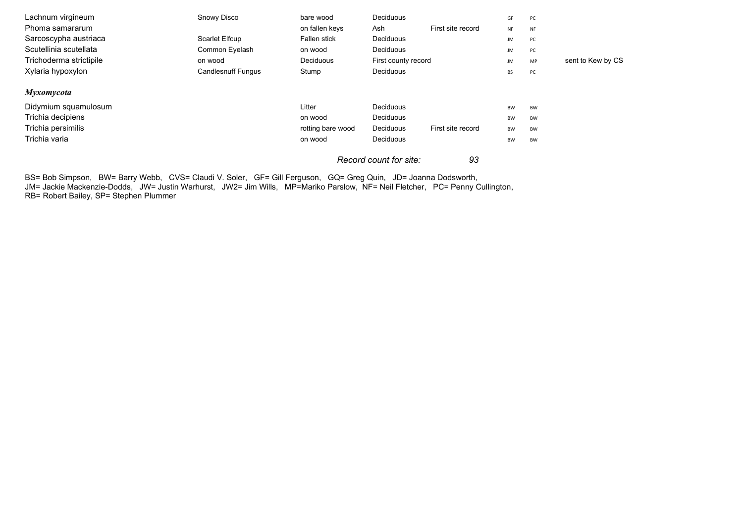| | | | | | | | |
|---|---|---|---|---|---|---|---|
| Lachnum virgineum | Snowy Disco | bare wood | Deciduous | | GF | PC | |
| Phoma samararum | | on fallen keys | Ash | First site record | NF | NF | |
| Sarcoscypha austriaca | Scarlet Elfcup | Fallen stick | Deciduous | | JM | PC | |
| Scutellinia scutellata | Common Eyelash | on wood | Deciduous | | JM | PC | |
| Trichoderma strictipile | on wood | Deciduous | First county record | | JM | MP | sent to Kew by CS |
| Xylaria hypoxylon | Candlesnuff Fungus | Stump | Deciduous | | BS | PC | |

***Myxomycota***

| | | | | | | |
|---|---|---|---|---|---|---|
| Didymium squamulosum | | Litter | Deciduous | | BW | BW |
| Trichia decipiens | | on wood | Deciduous | | BW | BW |
| Trichia persimilis | | rotting bare wood | Deciduous | First site record | BW | BW |
| Trichia varia | | on wood | Deciduous | | BW | BW |

*Record count for site:* *93*

BS= Bob Simpson, BW= Barry Webb, CVS= Claudi V. Soler, GF= Gill Ferguson, GQ= Greg Quin, JD= Joanna Dodsworth, JM= Jackie Mackenzie-Dodds, JW= Justin Warhurst, JW2= Jim Wills, MP=Mariko Parslow, NF= Neil Fletcher, PC= Penny Cullington, RB= Robert Bailey, SP= Stephen Plummer